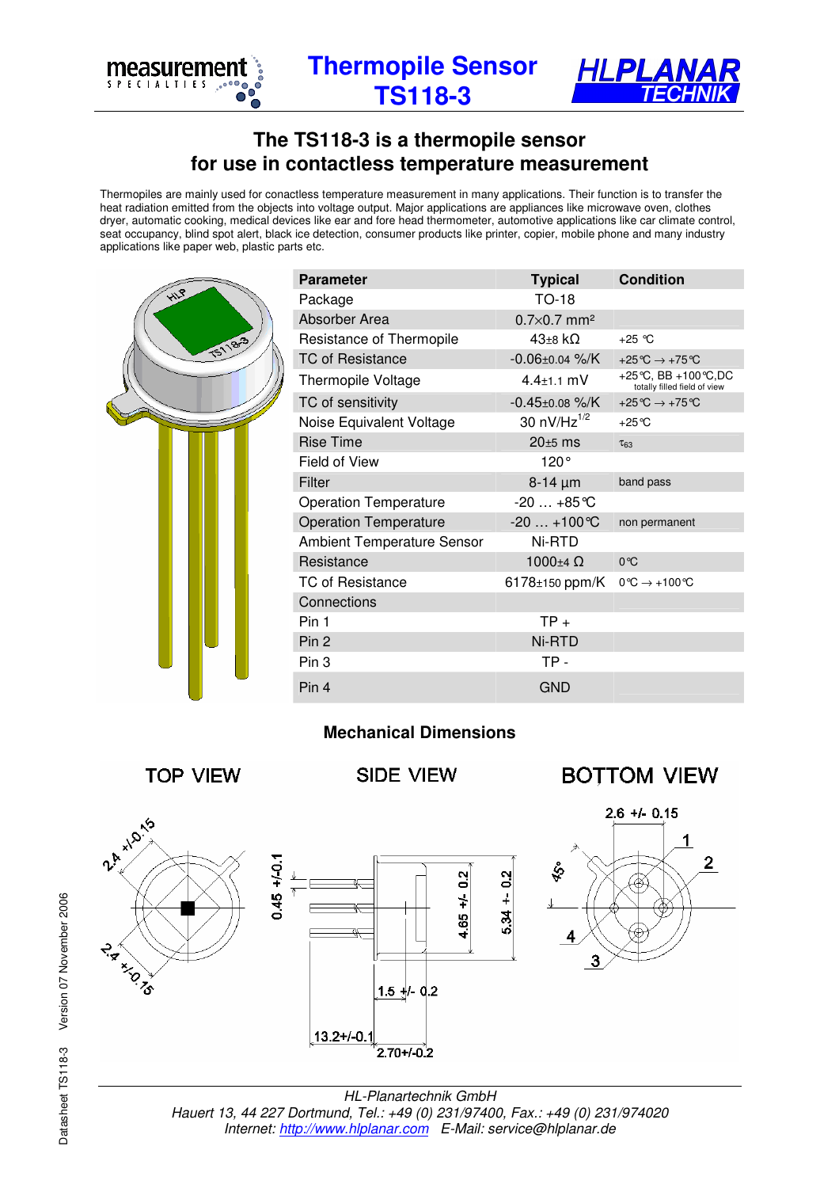# Thermopile Sensor TS118-3

## The TS118-3 is a thermopile sensor for use in contactless temperature measurement

Thermopiles are mainly used for conactless temperature measurement in many applications. Their function is to transfer the heat radiation emitted from the objects into voltage output. Major applications are appliances like microwave oven, clothes dryer, automatic cooking, medical devices like ear and fore head thermometer, automotive applications like car climate control, seat occupancy, blind spot alert, black ice detection, consumer products like printer, copier, mobile phone and many industry applications like paper web, plastic parts etc.

| Parameter | Typical | Condition |
|---|---|---|
| Package | TO-18 | |
| Absorber Area | 0.7×0.7 mm² | |
| Resistance of Thermopile | 43±8 kΩ | +25 °C |
| TC of Resistance | -0.06±0.04 %/K | +25°C → +75°C |
| Thermopile Voltage | 4.4±1.1 mV | +25°C, BB +100°C,DC totally filled field of view |
| TC of sensitivity | -0.45±0.08 %/K | +25°C → +75°C |
| Noise Equivalent Voltage | 30 nV/Hz$^{1/2}$ | +25°C |
| Rise Time | 20±5 ms | $\tau_{63}$ |
| Field of View | 120° | |
| Filter | 8-14 µm | band pass |
| Operation Temperature | -20 … +85°C | |
| Operation Temperature | -20 … +100°C | non permanent |
| Ambient Temperature Sensor | Ni-RTD | |
| Resistance | 1000±4 Ω | 0°C |
| TC of Resistance | 6178±150 ppm/K | 0°C → +100°C |
| Connections | | |
| Pin 1 | TP + | |
| Pin 2 | Ni-RTD | |
| Pin 3 | TP - | |
| Pin 4 | GND | |

### Mechanical Dimensions

TOP VIEW — 2.4 +/-0.15; 2.4 +/-0.15

SIDE VIEW — 0.45 +/-0.1; 4.65 +/- 0.2; 5.34 +- 0.2; 1.5 +/- 0.2; 13.2+/-0.1; 2.70+/-0.2

BOTTOM VIEW — 2.6 +/- 0.15; 45°; 1; 2; 3; 4

HL-Planartechnik GmbH
*Hauert 13, 44 227 Dortmund, Tel.: +49 (0) 231/97400, Fax.: +49 (0) 231/974020*
*Internet: http://www.hlplanar.com E-Mail: service@hlplanar.de*

Datasheet TS118-3 Version 07 November 2006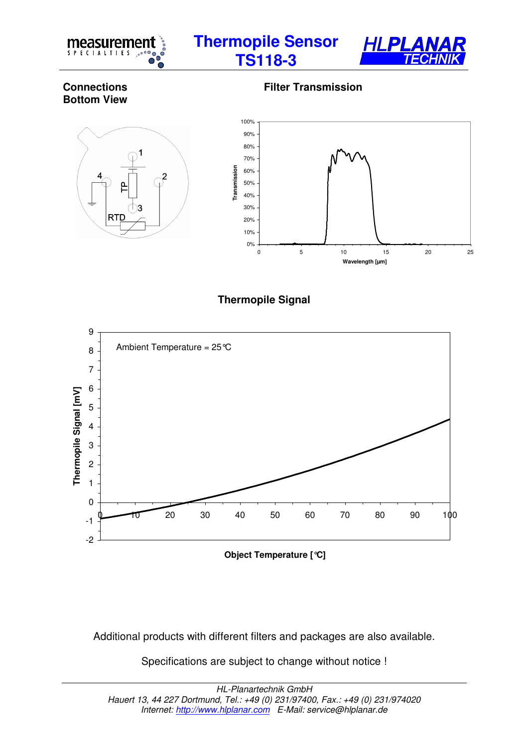# Thermopile Sensor TS118-3

## Connections Bottom View

1

2

3

4

TP

RTD

## Filter Transmission

100%
90%
80%
70%
60%
50%
40%
30%
20%
10%
0%

Transmission

0
5
10
15
20
25

Wavelength [µm]

## Thermopile Signal

Ambient Temperature = 25°C

Thermopile Signal [mV]

9
8
7
6
5
4
3
2
1
0
-1
-2

0
10
20
30
40
50
60
70
80
90
100

Object Temperature [°C]

Additional products with different filters and packages are also available.

Specifications are subject to change without notice !

*HL-Planartechnik GmbH*
*Hauert 13, 44 227 Dortmund, Tel.: +49 (0) 231/97400, Fax.: +49 (0) 231/974020*
*Internet: http://www.hlplanar.com E-Mail: service@hlplanar.de*